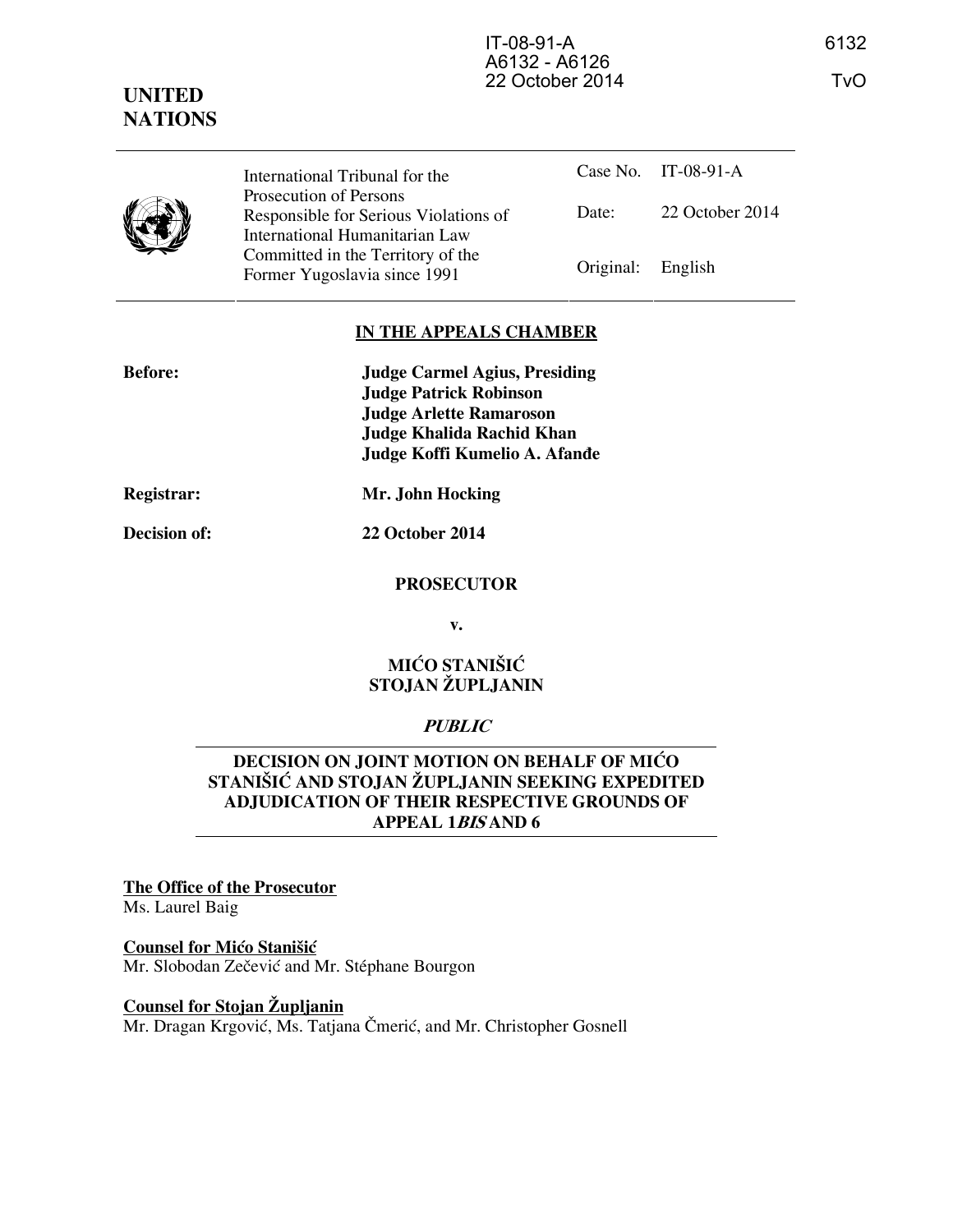**UNITED NATIONS**

| | International Tribunal for the Prosecution of Persons Responsible for Serious Violations of International Humanitarian Law Committed in the Territory of the Former Yugoslavia since 1991 | Case No. | IT-08-91-A |
|---|---|---|---|
| | | Date: | 22 October 2014 |
| | | Original: | English |

## IN THE APPEALS CHAMBER

**Before:** **Judge Carmel Agius, Presiding**
**Judge Patrick Robinson**
**Judge Arlette Ramaroson**
**Judge Khalida Rachid Khan**
**Judge Koffi Kumelio A. Afanđe**

**Registrar:** **Mr. John Hocking**

**Decision of:** **22 October 2014**

**PROSECUTOR**

**v.**

**MIĆO STANIŠIĆ**
**STOJAN ŽUPLJANIN**

***PUBLIC***

**DECISION ON JOINT MOTION ON BEHALF OF MIĆO STANIŠIĆ AND STOJAN ŽUPLJANIN SEEKING EXPEDITED ADJUDICATION OF THEIR RESPECTIVE GROUNDS OF APPEAL 1*BIS* AND 6**

**The Office of the Prosecutor**
Ms. Laurel Baig

**Counsel for Mićo Stanišić**
Mr. Slobodan Zečević and Mr. Stéphane Bourgon

**Counsel for Stojan Župljanin**
Mr. Dragan Krgović, Ms. Tatjana Čmerić, and Mr. Christopher Gosnell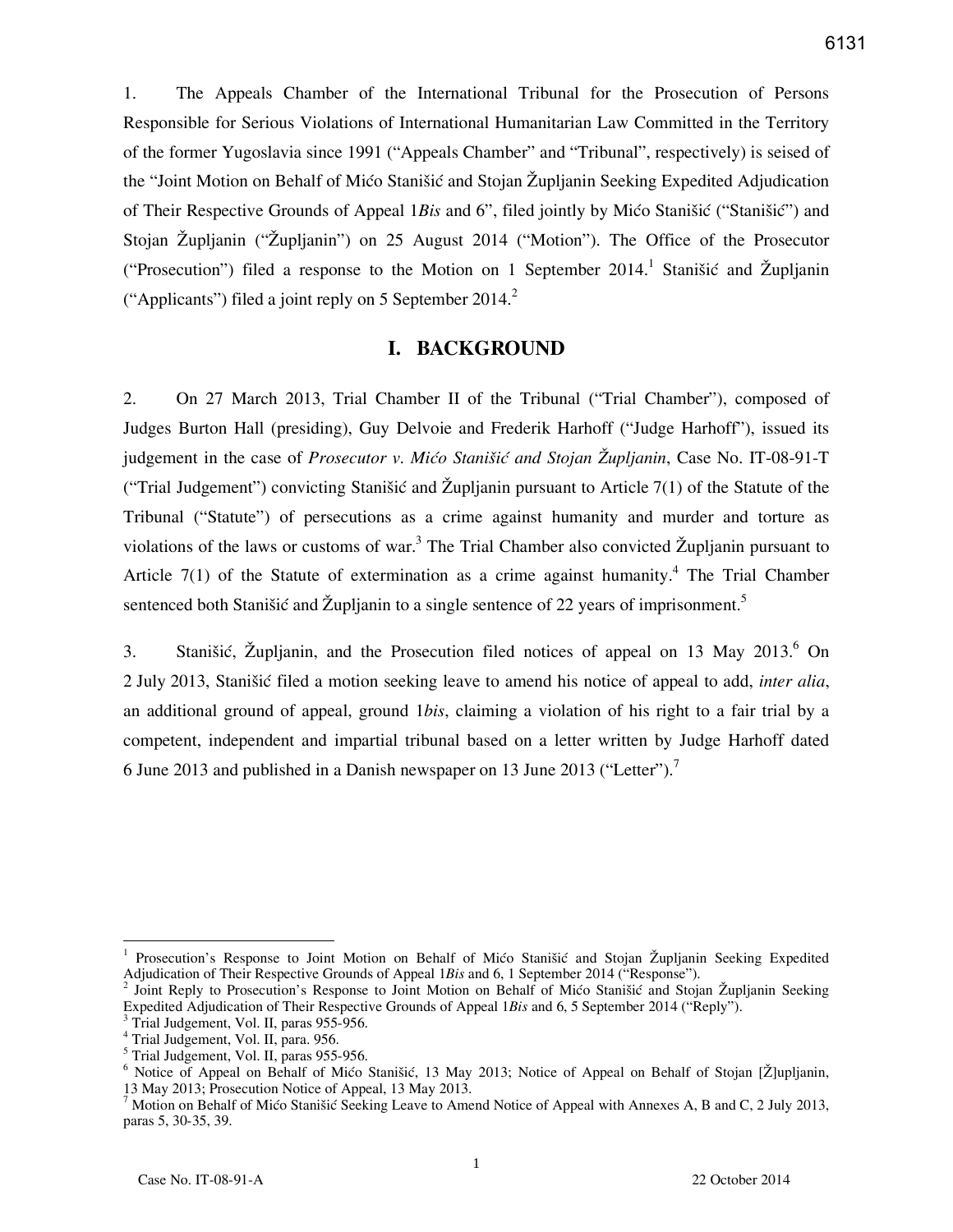1. The Appeals Chamber of the International Tribunal for the Prosecution of Persons Responsible for Serious Violations of International Humanitarian Law Committed in the Territory of the former Yugoslavia since 1991 ("Appeals Chamber" and "Tribunal", respectively) is seised of the "Joint Motion on Behalf of Mićo Stanišić and Stojan Župljanin Seeking Expedited Adjudication of Their Respective Grounds of Appeal 1*Bis* and 6", filed jointly by Mićo Stanišić ("Stanišić") and Stojan Župljanin ("Župljanin") on 25 August 2014 ("Motion"). The Office of the Prosecutor ("Prosecution") filed a response to the Motion on 1 September 2014.[1] Stanišić and Župljanin ("Applicants") filed a joint reply on 5 September 2014.[2]

## I. BACKGROUND

2. On 27 March 2013, Trial Chamber II of the Tribunal ("Trial Chamber"), composed of Judges Burton Hall (presiding), Guy Delvoie and Frederik Harhoff ("Judge Harhoff"), issued its judgement in the case of *Prosecutor v. Mićo Stanišić and Stojan Župljanin*, Case No. IT-08-91-T ("Trial Judgement") convicting Stanišić and Župljanin pursuant to Article 7(1) of the Statute of the Tribunal ("Statute") of persecutions as a crime against humanity and murder and torture as violations of the laws or customs of war.[3] The Trial Chamber also convicted Župljanin pursuant to Article 7(1) of the Statute of extermination as a crime against humanity.[4] The Trial Chamber sentenced both Stanišić and Župljanin to a single sentence of 22 years of imprisonment.[5]

3. Stanišić, Župljanin, and the Prosecution filed notices of appeal on 13 May 2013.[6] On 2 July 2013, Stanišić filed a motion seeking leave to amend his notice of appeal to add, *inter alia*, an additional ground of appeal, ground 1*bis*, claiming a violation of his right to a fair trial by a competent, independent and impartial tribunal based on a letter written by Judge Harhoff dated 6 June 2013 and published in a Danish newspaper on 13 June 2013 ("Letter").[7]

---

[1] Prosecution's Response to Joint Motion on Behalf of Mićo Stanišić and Stojan Župljanin Seeking Expedited Adjudication of Their Respective Grounds of Appeal 1*Bis* and 6, 1 September 2014 ("Response").

[2] Joint Reply to Prosecution's Response to Joint Motion on Behalf of Mićo Stanišić and Stojan Župljanin Seeking Expedited Adjudication of Their Respective Grounds of Appeal 1*Bis* and 6, 5 September 2014 ("Reply").

[3] Trial Judgement, Vol. II, paras 955-956.

[4] Trial Judgement, Vol. II, para. 956.

[5] Trial Judgement, Vol. II, paras 955-956.

[6] Notice of Appeal on Behalf of Mićo Stanišić, 13 May 2013; Notice of Appeal on Behalf of Stojan [Ž]upljanin, 13 May 2013; Prosecution Notice of Appeal, 13 May 2013.

[7] Motion on Behalf of Mićo Stanišić Seeking Leave to Amend Notice of Appeal with Annexes A, B and C, 2 July 2013, paras 5, 30-35, 39.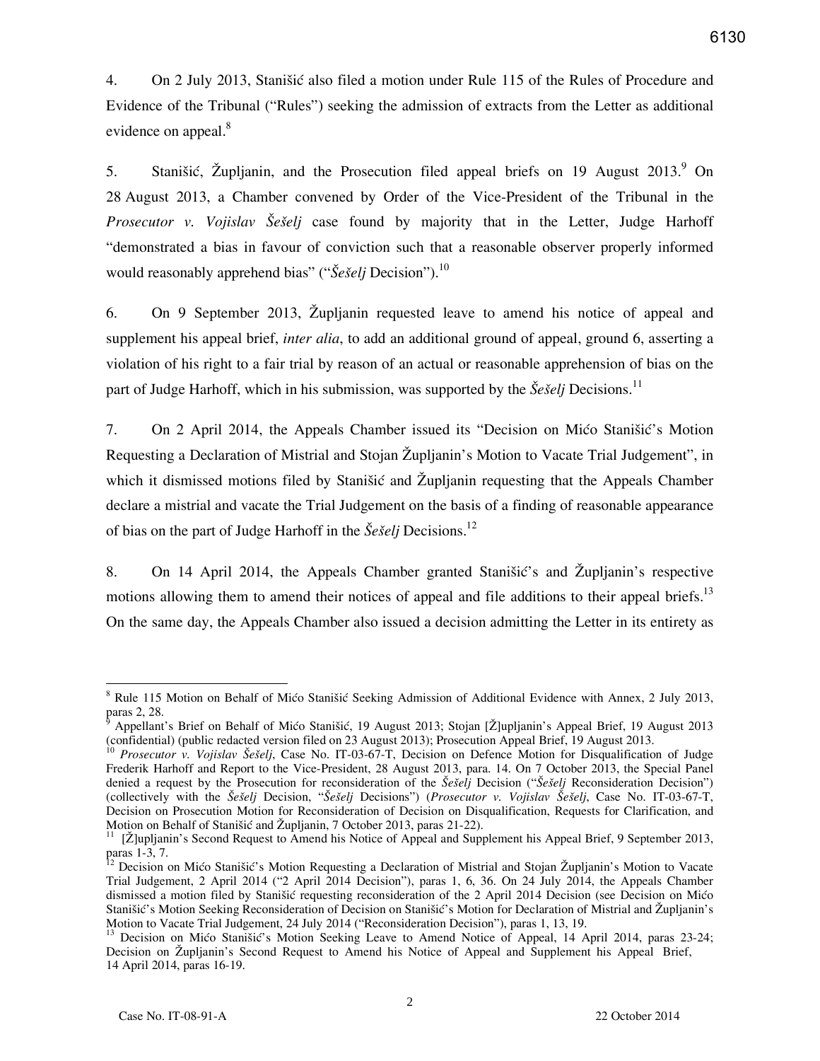4. On 2 July 2013, Stanišić also filed a motion under Rule 115 of the Rules of Procedure and Evidence of the Tribunal ("Rules") seeking the admission of extracts from the Letter as additional evidence on appeal.[8]

5. Stanišić, Župljanin, and the Prosecution filed appeal briefs on 19 August 2013.[9] On 28 August 2013, a Chamber convened by Order of the Vice-President of the Tribunal in the *Prosecutor v. Vojislav Šešelj* case found by majority that in the Letter, Judge Harhoff "demonstrated a bias in favour of conviction such that a reasonable observer properly informed would reasonably apprehend bias" ("*Šešelj* Decision").[10]

6. On 9 September 2013, Župljanin requested leave to amend his notice of appeal and supplement his appeal brief, *inter alia*, to add an additional ground of appeal, ground 6, asserting a violation of his right to a fair trial by reason of an actual or reasonable apprehension of bias on the part of Judge Harhoff, which in his submission, was supported by the *Šešelj* Decisions.[11]

7. On 2 April 2014, the Appeals Chamber issued its "Decision on Mićo Stanišić's Motion Requesting a Declaration of Mistrial and Stojan Župljanin's Motion to Vacate Trial Judgement", in which it dismissed motions filed by Stanišić and Župljanin requesting that the Appeals Chamber declare a mistrial and vacate the Trial Judgement on the basis of a finding of reasonable appearance of bias on the part of Judge Harhoff in the *Šešelj* Decisions.[12]

8. On 14 April 2014, the Appeals Chamber granted Stanišić's and Župljanin's respective motions allowing them to amend their notices of appeal and file additions to their appeal briefs.[13] On the same day, the Appeals Chamber also issued a decision admitting the Letter in its entirety as

---

[8] Rule 115 Motion on Behalf of Mićo Stanišić Seeking Admission of Additional Evidence with Annex, 2 July 2013, paras 2, 28.

[9] Appellant's Brief on Behalf of Mićo Stanišić, 19 August 2013; Stojan [Ž]upljanin's Appeal Brief, 19 August 2013 (confidential) (public redacted version filed on 23 August 2013); Prosecution Appeal Brief, 19 August 2013.

[10] *Prosecutor v. Vojislav Šešelj*, Case No. IT-03-67-T, Decision on Defence Motion for Disqualification of Judge Frederik Harhoff and Report to the Vice-President, 28 August 2013, para. 14. On 7 October 2013, the Special Panel denied a request by the Prosecution for reconsideration of the *Šešelj* Decision ("*Šešelj* Reconsideration Decision") (collectively with the *Šešelj* Decision, "*Šešelj* Decisions") (*Prosecutor v. Vojislav Šešelj*, Case No. IT-03-67-T, Decision on Prosecution Motion for Reconsideration of Decision on Disqualification, Requests for Clarification, and Motion on Behalf of Stanišić and Župljanin, 7 October 2013, paras 21-22).

[11] [Ž]upljanin's Second Request to Amend his Notice of Appeal and Supplement his Appeal Brief, 9 September 2013, paras 1-3, 7.

[12] Decision on Mićo Stanišić's Motion Requesting a Declaration of Mistrial and Stojan Župljanin's Motion to Vacate Trial Judgement, 2 April 2014 ("2 April 2014 Decision"), paras 1, 6, 36. On 24 July 2014, the Appeals Chamber dismissed a motion filed by Stanišić requesting reconsideration of the 2 April 2014 Decision (see Decision on Mićo Stanišić's Motion Seeking Reconsideration of Decision on Stanišić's Motion for Declaration of Mistrial and Župljanin's Motion to Vacate Trial Judgement, 24 July 2014 ("Reconsideration Decision"), paras 1, 13, 19.

[13] Decision on Mićo Stanišić's Motion Seeking Leave to Amend Notice of Appeal, 14 April 2014, paras 23-24; Decision on Župljanin's Second Request to Amend his Notice of Appeal and Supplement his Appeal Brief, 14 April 2014, paras 16-19.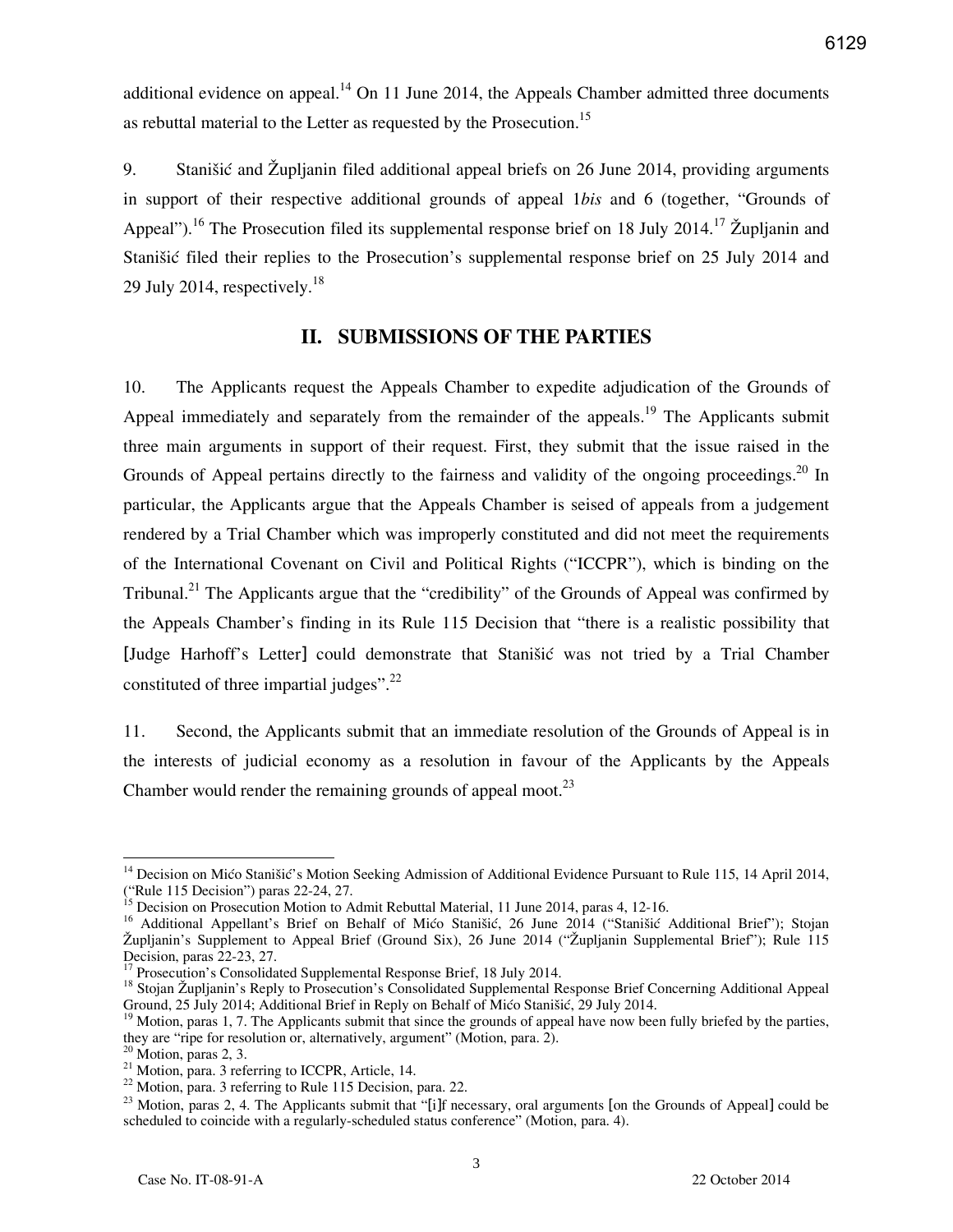additional evidence on appeal.[14] On 11 June 2014, the Appeals Chamber admitted three documents as rebuttal material to the Letter as requested by the Prosecution.[15]

9. Stanišić and Župljanin filed additional appeal briefs on 26 June 2014, providing arguments in support of their respective additional grounds of appeal 1*bis* and 6 (together, "Grounds of Appeal").[16] The Prosecution filed its supplemental response brief on 18 July 2014.[17] Župljanin and Stanišić filed their replies to the Prosecution's supplemental response brief on 25 July 2014 and 29 July 2014, respectively.[18]

## II. SUBMISSIONS OF THE PARTIES

10. The Applicants request the Appeals Chamber to expedite adjudication of the Grounds of Appeal immediately and separately from the remainder of the appeals.[19] The Applicants submit three main arguments in support of their request. First, they submit that the issue raised in the Grounds of Appeal pertains directly to the fairness and validity of the ongoing proceedings.[20] In particular, the Applicants argue that the Appeals Chamber is seised of appeals from a judgement rendered by a Trial Chamber which was improperly constituted and did not meet the requirements of the International Covenant on Civil and Political Rights ("ICCPR"), which is binding on the Tribunal.[21] The Applicants argue that the "credibility" of the Grounds of Appeal was confirmed by the Appeals Chamber's finding in its Rule 115 Decision that "there is a realistic possibility that [Judge Harhoff's Letter] could demonstrate that Stanišić was not tried by a Trial Chamber constituted of three impartial judges".[22]

11. Second, the Applicants submit that an immediate resolution of the Grounds of Appeal is in the interests of judicial economy as a resolution in favour of the Applicants by the Appeals Chamber would render the remaining grounds of appeal moot.[23]

---

[14] Decision on Mićo Stanišić's Motion Seeking Admission of Additional Evidence Pursuant to Rule 115, 14 April 2014, ("Rule 115 Decision") paras 22-24, 27.

[15] Decision on Prosecution Motion to Admit Rebuttal Material, 11 June 2014, paras 4, 12-16.

[16] Additional Appellant's Brief on Behalf of Mićo Stanišić, 26 June 2014 ("Stanišić Additional Brief"); Stojan Župljanin's Supplement to Appeal Brief (Ground Six), 26 June 2014 ("Župljanin Supplemental Brief"); Rule 115 Decision, paras 22-23, 27.

[17] Prosecution's Consolidated Supplemental Response Brief, 18 July 2014.

[18] Stojan Župljanin's Reply to Prosecution's Consolidated Supplemental Response Brief Concerning Additional Appeal Ground, 25 July 2014; Additional Brief in Reply on Behalf of Mićo Stanišić, 29 July 2014.

[19] Motion, paras 1, 7. The Applicants submit that since the grounds of appeal have now been fully briefed by the parties, they are "ripe for resolution or, alternatively, argument" (Motion, para. 2).

[20] Motion, paras 2, 3.

[21] Motion, para. 3 referring to ICCPR, Article, 14.

[22] Motion, para. 3 referring to Rule 115 Decision, para. 22.

[23] Motion, paras 2, 4. The Applicants submit that "[i]f necessary, oral arguments [on the Grounds of Appeal] could be scheduled to coincide with a regularly-scheduled status conference" (Motion, para. 4).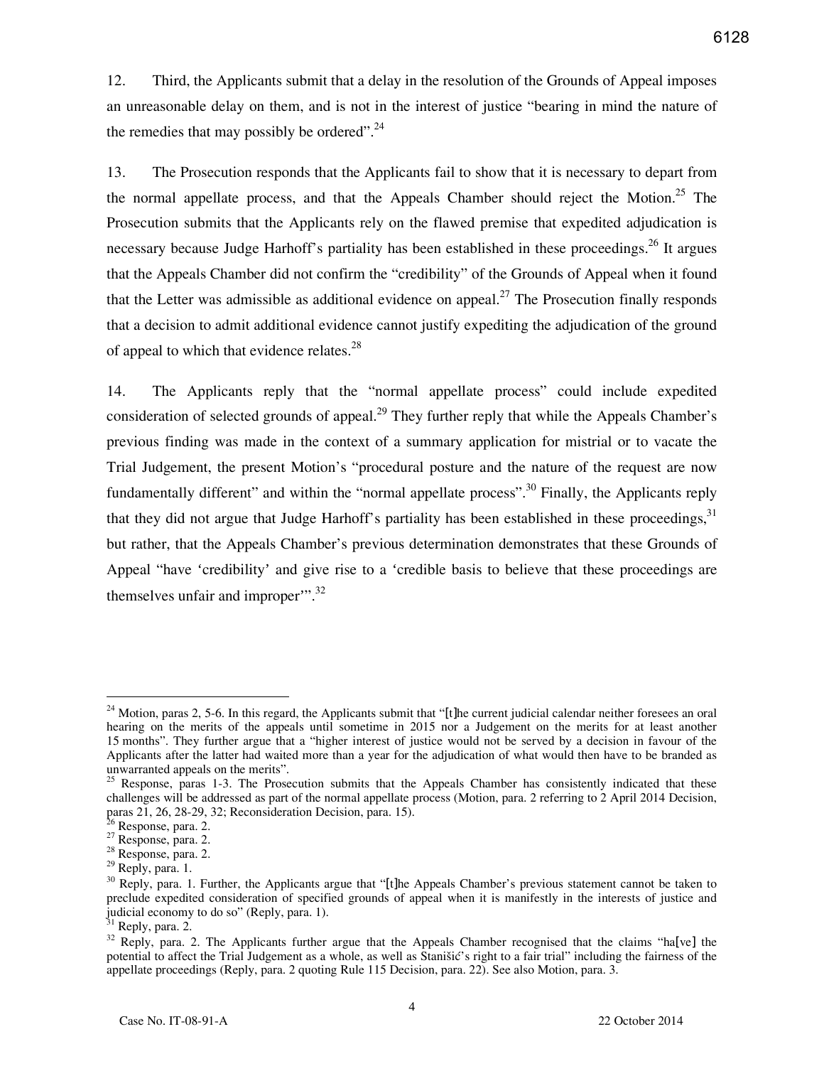12. Third, the Applicants submit that a delay in the resolution of the Grounds of Appeal imposes an unreasonable delay on them, and is not in the interest of justice "bearing in mind the nature of the remedies that may possibly be ordered".[24]

13. The Prosecution responds that the Applicants fail to show that it is necessary to depart from the normal appellate process, and that the Appeals Chamber should reject the Motion.[25] The Prosecution submits that the Applicants rely on the flawed premise that expedited adjudication is necessary because Judge Harhoff's partiality has been established in these proceedings.[26] It argues that the Appeals Chamber did not confirm the "credibility" of the Grounds of Appeal when it found that the Letter was admissible as additional evidence on appeal.[27] The Prosecution finally responds that a decision to admit additional evidence cannot justify expediting the adjudication of the ground of appeal to which that evidence relates.[28]

14. The Applicants reply that the "normal appellate process" could include expedited consideration of selected grounds of appeal.[29] They further reply that while the Appeals Chamber's previous finding was made in the context of a summary application for mistrial or to vacate the Trial Judgement, the present Motion's "procedural posture and the nature of the request are now fundamentally different" and within the "normal appellate process".[30] Finally, the Applicants reply that they did not argue that Judge Harhoff's partiality has been established in these proceedings,[31] but rather, that the Appeals Chamber's previous determination demonstrates that these Grounds of Appeal "have 'credibility' and give rise to a 'credible basis to believe that these proceedings are themselves unfair and improper'".[32]

---

[24] Motion, paras 2, 5-6. In this regard, the Applicants submit that "[t]he current judicial calendar neither foresees an oral hearing on the merits of the appeals until sometime in 2015 nor a Judgement on the merits for at least another 15 months". They further argue that a "higher interest of justice would not be served by a decision in favour of the Applicants after the latter had waited more than a year for the adjudication of what would then have to be branded as unwarranted appeals on the merits".

[25] Response, paras 1-3. The Prosecution submits that the Appeals Chamber has consistently indicated that these challenges will be addressed as part of the normal appellate process (Motion, para. 2 referring to 2 April 2014 Decision, paras 21, 26, 28-29, 32; Reconsideration Decision, para. 15).

[26] Response, para. 2.

[27] Response, para. 2.

[28] Response, para. 2.

[29] Reply, para. 1.

[30] Reply, para. 1. Further, the Applicants argue that "[t]he Appeals Chamber's previous statement cannot be taken to preclude expedited consideration of specified grounds of appeal when it is manifestly in the interests of justice and judicial economy to do so" (Reply, para. 1).

[31] Reply, para. 2.

[32] Reply, para. 2. The Applicants further argue that the Appeals Chamber recognised that the claims "ha[ve] the potential to affect the Trial Judgement as a whole, as well as Stanišić's right to a fair trial" including the fairness of the appellate proceedings (Reply, para. 2 quoting Rule 115 Decision, para. 22). See also Motion, para. 3.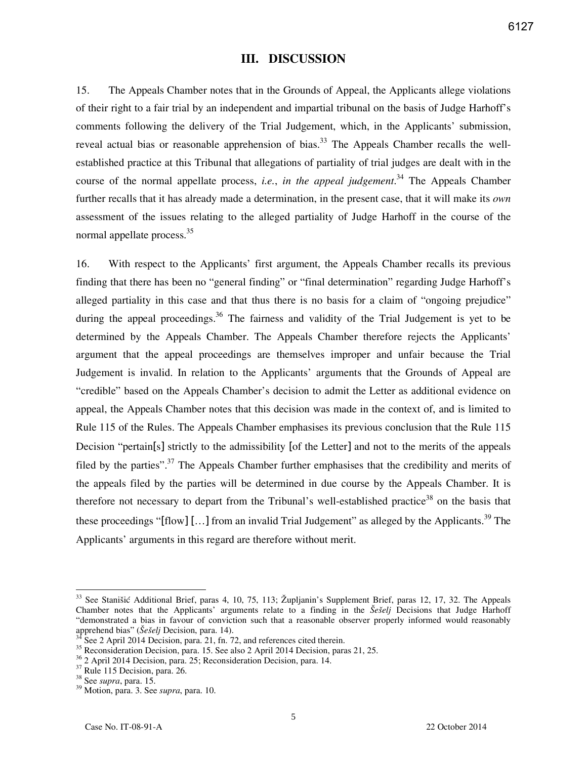## III. DISCUSSION

15. The Appeals Chamber notes that in the Grounds of Appeal, the Applicants allege violations of their right to a fair trial by an independent and impartial tribunal on the basis of Judge Harhoff's comments following the delivery of the Trial Judgement, which, in the Applicants' submission, reveal actual bias or reasonable apprehension of bias.[33] The Appeals Chamber recalls the well-established practice at this Tribunal that allegations of partiality of trial judges are dealt with in the course of the normal appellate process, *i.e.*, *in the appeal judgement*.[34] The Appeals Chamber further recalls that it has already made a determination, in the present case, that it will make its *own* assessment of the issues relating to the alleged partiality of Judge Harhoff in the course of the normal appellate process.[35]

16. With respect to the Applicants' first argument, the Appeals Chamber recalls its previous finding that there has been no "general finding" or "final determination" regarding Judge Harhoff's alleged partiality in this case and that thus there is no basis for a claim of "ongoing prejudice" during the appeal proceedings.[36] The fairness and validity of the Trial Judgement is yet to be determined by the Appeals Chamber. The Appeals Chamber therefore rejects the Applicants' argument that the appeal proceedings are themselves improper and unfair because the Trial Judgement is invalid. In relation to the Applicants' arguments that the Grounds of Appeal are "credible" based on the Appeals Chamber's decision to admit the Letter as additional evidence on appeal, the Appeals Chamber notes that this decision was made in the context of, and is limited to Rule 115 of the Rules. The Appeals Chamber emphasises its previous conclusion that the Rule 115 Decision "pertain[s] strictly to the admissibility [of the Letter] and not to the merits of the appeals filed by the parties".[37] The Appeals Chamber further emphasises that the credibility and merits of the appeals filed by the parties will be determined in due course by the Appeals Chamber. It is therefore not necessary to depart from the Tribunal's well-established practice[38] on the basis that these proceedings "[flow] […] from an invalid Trial Judgement" as alleged by the Applicants.[39] The Applicants' arguments in this regard are therefore without merit.

---

[33] See Stanišić Additional Brief, paras 4, 10, 75, 113; Župljanin's Supplement Brief, paras 12, 17, 32. The Appeals Chamber notes that the Applicants' arguments relate to a finding in the *Šešelj* Decisions that Judge Harhoff "demonstrated a bias in favour of conviction such that a reasonable observer properly informed would reasonably apprehend bias" (*Šešelj* Decision, para. 14).

[34] See 2 April 2014 Decision, para. 21, fn. 72, and references cited therein.

[35] Reconsideration Decision, para. 15. See also 2 April 2014 Decision, paras 21, 25.

[36] 2 April 2014 Decision, para. 25; Reconsideration Decision, para. 14.

[37] Rule 115 Decision, para. 26.

[38] See *supra*, para. 15.

[39] Motion, para. 3. See *supra*, para. 10.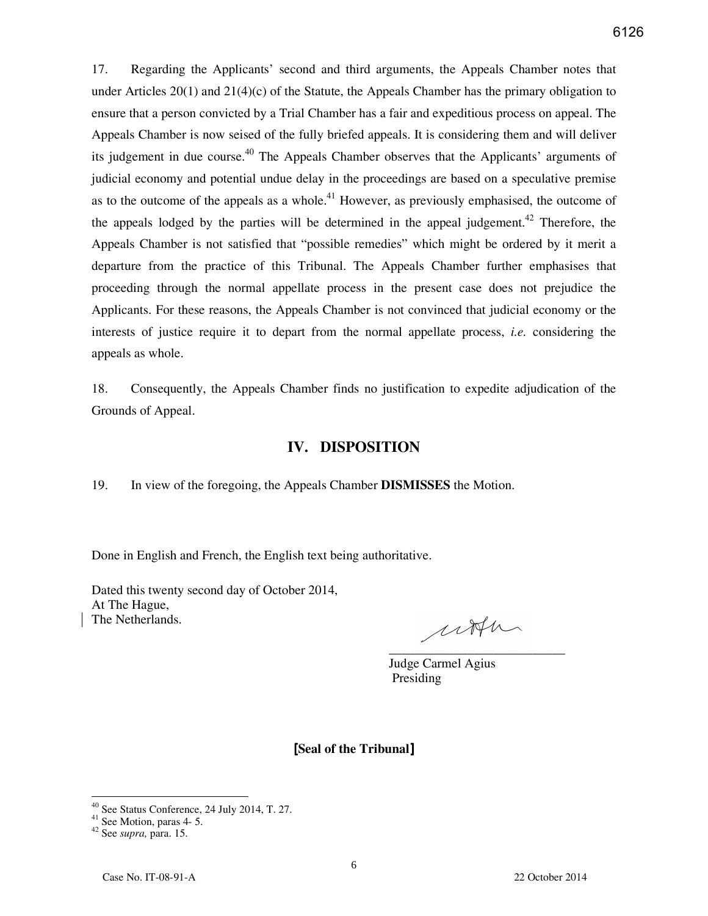17. Regarding the Applicants' second and third arguments, the Appeals Chamber notes that under Articles 20(1) and 21(4)(c) of the Statute, the Appeals Chamber has the primary obligation to ensure that a person convicted by a Trial Chamber has a fair and expeditious process on appeal. The Appeals Chamber is now seised of the fully briefed appeals. It is considering them and will deliver its judgement in due course.[40] The Appeals Chamber observes that the Applicants' arguments of judicial economy and potential undue delay in the proceedings are based on a speculative premise as to the outcome of the appeals as a whole.[41] However, as previously emphasised, the outcome of the appeals lodged by the parties will be determined in the appeal judgement.[42] Therefore, the Appeals Chamber is not satisfied that "possible remedies" which might be ordered by it merit a departure from the practice of this Tribunal. The Appeals Chamber further emphasises that proceeding through the normal appellate process in the present case does not prejudice the Applicants. For these reasons, the Appeals Chamber is not convinced that judicial economy or the interests of justice require it to depart from the normal appellate process, *i.e.* considering the appeals as whole.

18. Consequently, the Appeals Chamber finds no justification to expedite adjudication of the Grounds of Appeal.

## IV. DISPOSITION

19. In view of the foregoing, the Appeals Chamber **DISMISSES** the Motion.

Done in English and French, the English text being authoritative.

Dated this twenty second day of October 2014,
At The Hague,
The Netherlands.

Judge Carmel Agius
Presiding

**[Seal of the Tribunal]**

---

[40] See Status Conference, 24 July 2014, T. 27.
[41] See Motion, paras 4- 5.
[42] See *supra,* para. 15.